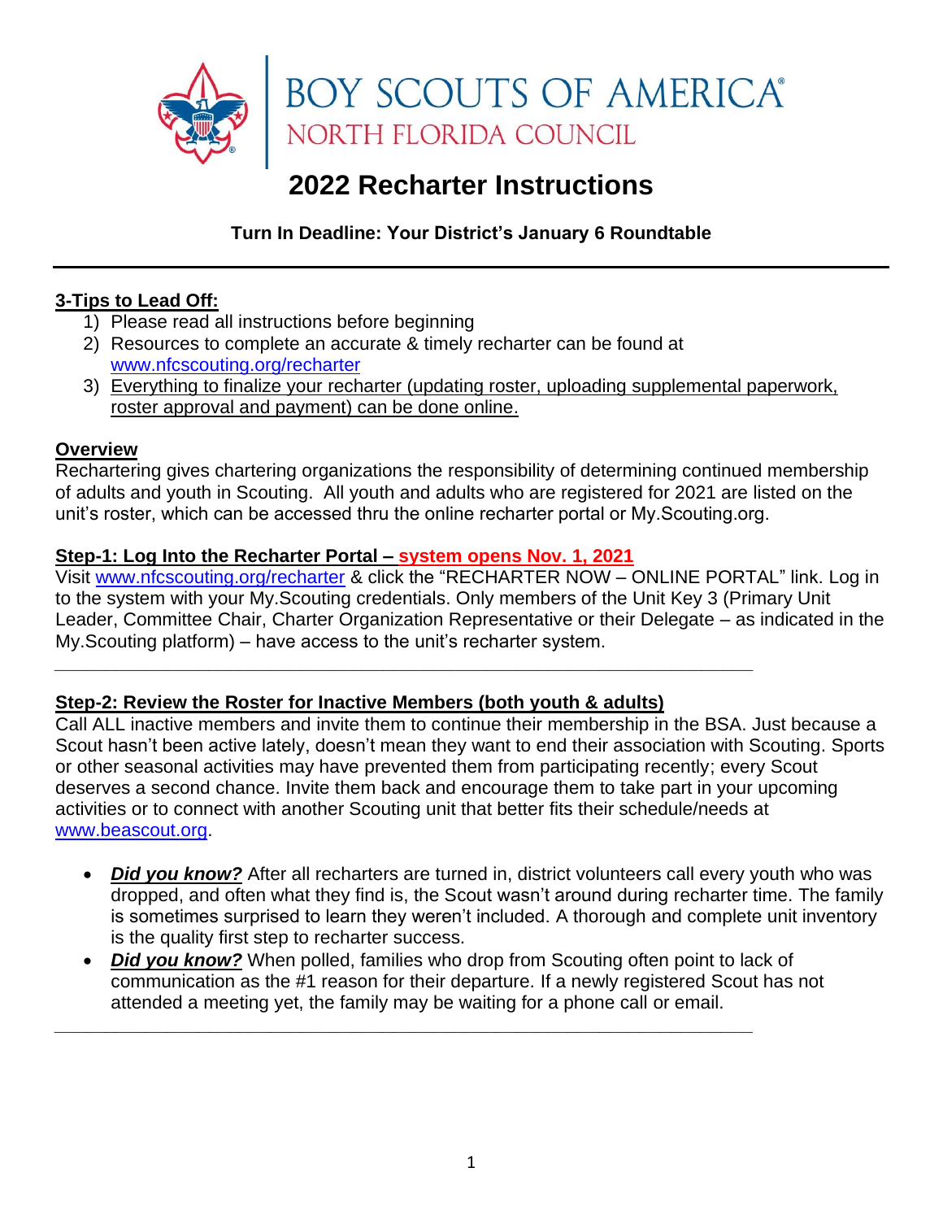BOY SCOUTS OF AMERICA®
NORTH FLORIDA COUNCIL

# 2022 Recharter Instructions

**Turn In Deadline: Your District's January 6 Roundtable**

---

**3-Tips to Lead Off:**

1) Please read all instructions before beginning
2) Resources to complete an accurate & timely recharter can be found at www.nfcscouting.org/recharter
3) Everything to finalize your recharter (updating roster, uploading supplemental paperwork, roster approval and payment) can be done online.

**Overview**

Rechartering gives chartering organizations the responsibility of determining continued membership of adults and youth in Scouting. All youth and adults who are registered for 2021 are listed on the unit's roster, which can be accessed thru the online recharter portal or My.Scouting.org.

**Step-1: Log Into the Recharter Portal – system opens Nov. 1, 2021**

Visit www.nfcscouting.org/recharter & click the "RECHARTER NOW – ONLINE PORTAL" link. Log in to the system with your My.Scouting credentials. Only members of the Unit Key 3 (Primary Unit Leader, Committee Chair, Charter Organization Representative or their Delegate – as indicated in the My.Scouting platform) – have access to the unit's recharter system.

---

**Step-2: Review the Roster for Inactive Members (both youth & adults)**

Call ALL inactive members and invite them to continue their membership in the BSA. Just because a Scout hasn't been active lately, doesn't mean they want to end their association with Scouting. Sports or other seasonal activities may have prevented them from participating recently; every Scout deserves a second chance. Invite them back and encourage them to take part in your upcoming activities or to connect with another Scouting unit that better fits their schedule/needs at www.beascout.org.

- ***Did you know?*** After all recharters are turned in, district volunteers call every youth who was dropped, and often what they find is, the Scout wasn't around during recharter time. The family is sometimes surprised to learn they weren't included. A thorough and complete unit inventory is the quality first step to recharter success.
- ***Did you know?*** When polled, families who drop from Scouting often point to lack of communication as the #1 reason for their departure. If a newly registered Scout has not attended a meeting yet, the family may be waiting for a phone call or email.

---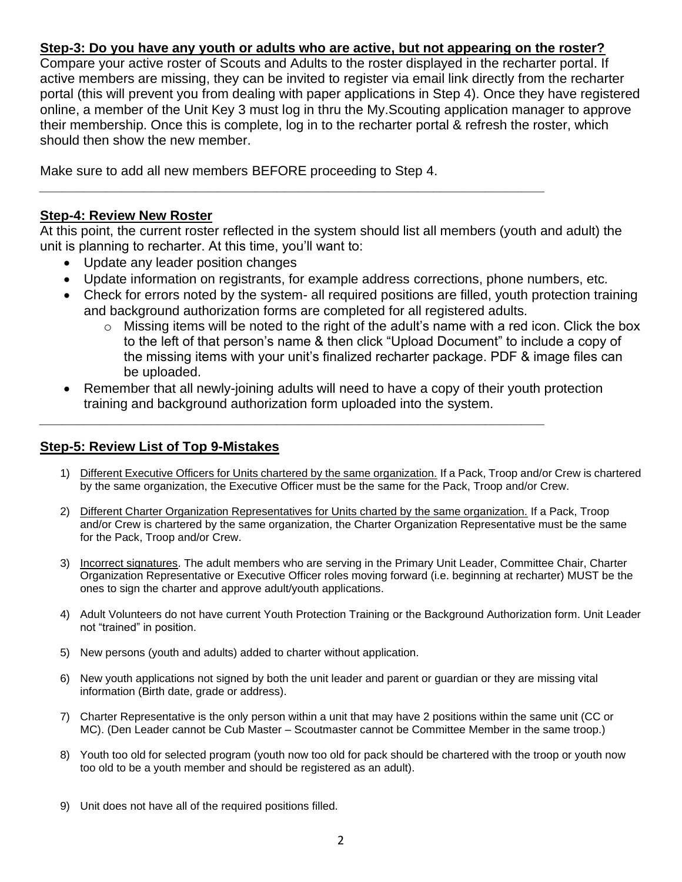**Step-3: Do you have any youth or adults who are active, but not appearing on the roster?**

Compare your active roster of Scouts and Adults to the roster displayed in the recharter portal. If active members are missing, they can be invited to register via email link directly from the recharter portal (this will prevent you from dealing with paper applications in Step 4). Once they have registered online, a member of the Unit Key 3 must log in thru the My.Scouting application manager to approve their membership. Once this is complete, log in to the recharter portal & refresh the roster, which should then show the new member.

Make sure to add all new members BEFORE proceeding to Step 4.

---

**Step-4: Review New Roster**

At this point, the current roster reflected in the system should list all members (youth and adult) the unit is planning to recharter. At this time, you'll want to:

- Update any leader position changes
- Update information on registrants, for example address corrections, phone numbers, etc.
- Check for errors noted by the system- all required positions are filled, youth protection training and background authorization forms are completed for all registered adults.
    - Missing items will be noted to the right of the adult's name with a red icon. Click the box to the left of that person's name & then click "Upload Document" to include a copy of the missing items with your unit's finalized recharter package. PDF & image files can be uploaded.
- Remember that all newly-joining adults will need to have a copy of their youth protection training and background authorization form uploaded into the system.

---

**Step-5: Review List of Top 9-Mistakes**

1) Different Executive Officers for Units chartered by the same organization. If a Pack, Troop and/or Crew is chartered by the same organization, the Executive Officer must be the same for the Pack, Troop and/or Crew.
2) Different Charter Organization Representatives for Units charted by the same organization. If a Pack, Troop and/or Crew is chartered by the same organization, the Charter Organization Representative must be the same for the Pack, Troop and/or Crew.
3) Incorrect signatures. The adult members who are serving in the Primary Unit Leader, Committee Chair, Charter Organization Representative or Executive Officer roles moving forward (i.e. beginning at recharter) MUST be the ones to sign the charter and approve adult/youth applications.
4) Adult Volunteers do not have current Youth Protection Training or the Background Authorization form. Unit Leader not "trained" in position.
5) New persons (youth and adults) added to charter without application.
6) New youth applications not signed by both the unit leader and parent or guardian or they are missing vital information (Birth date, grade or address).
7) Charter Representative is the only person within a unit that may have 2 positions within the same unit (CC or MC). (Den Leader cannot be Cub Master – Scoutmaster cannot be Committee Member in the same troop.)
8) Youth too old for selected program (youth now too old for pack should be chartered with the troop or youth now too old to be a youth member and should be registered as an adult).
9) Unit does not have all of the required positions filled.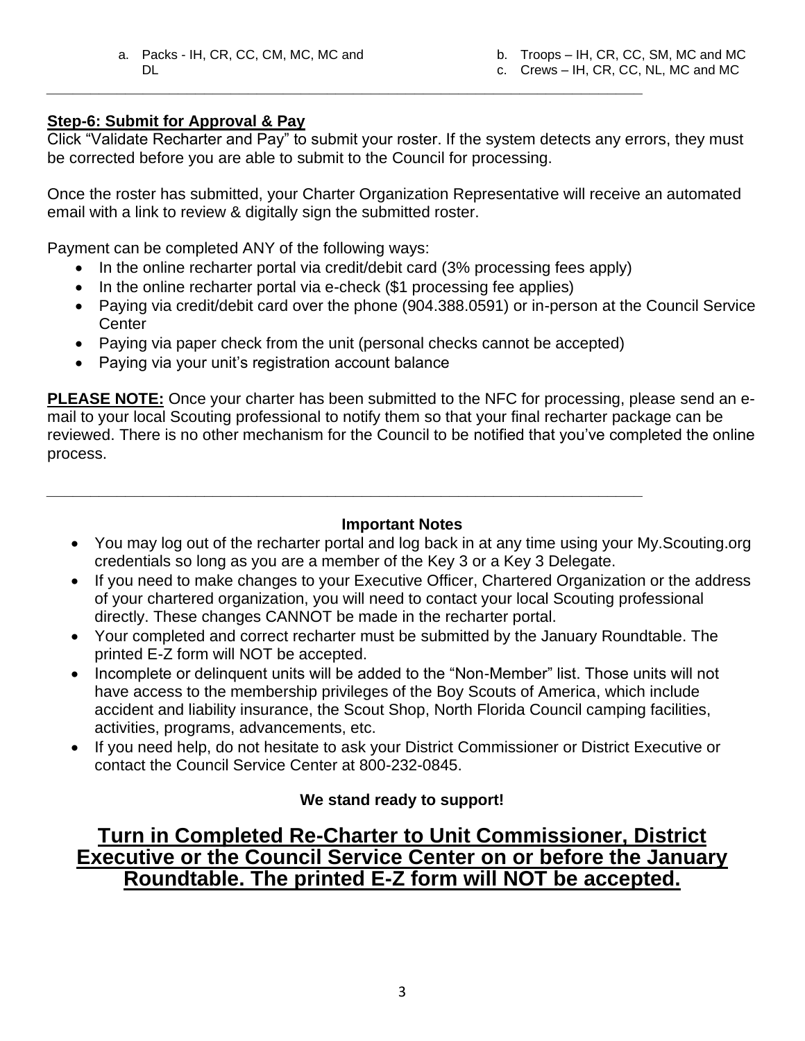a. Packs - IH, CR, CC, CM, MC, MC and DL

b. Troops – IH, CR, CC, SM, MC and MC

c. Crews – IH, CR, CC, NL, MC and MC

---

**Step-6: Submit for Approval & Pay**

Click "Validate Recharter and Pay" to submit your roster. If the system detects any errors, they must be corrected before you are able to submit to the Council for processing.

Once the roster has submitted, your Charter Organization Representative will receive an automated email with a link to review & digitally sign the submitted roster.

Payment can be completed ANY of the following ways:

- In the online recharter portal via credit/debit card (3% processing fees apply)
- In the online recharter portal via e-check ($1 processing fee applies)
- Paying via credit/debit card over the phone (904.388.0591) or in-person at the Council Service Center
- Paying via paper check from the unit (personal checks cannot be accepted)
- Paying via your unit's registration account balance

**PLEASE NOTE:** Once your charter has been submitted to the NFC for processing, please send an e-mail to your local Scouting professional to notify them so that your final recharter package can be reviewed. There is no other mechanism for the Council to be notified that you've completed the online process.

---

**Important Notes**

- You may log out of the recharter portal and log back in at any time using your My.Scouting.org credentials so long as you are a member of the Key 3 or a Key 3 Delegate.
- If you need to make changes to your Executive Officer, Chartered Organization or the address of your chartered organization, you will need to contact your local Scouting professional directly. These changes CANNOT be made in the recharter portal.
- Your completed and correct recharter must be submitted by the January Roundtable. The printed E-Z form will NOT be accepted.
- Incomplete or delinquent units will be added to the "Non-Member" list. Those units will not have access to the membership privileges of the Boy Scouts of America, which include accident and liability insurance, the Scout Shop, North Florida Council camping facilities, activities, programs, advancements, etc.
- If you need help, do not hesitate to ask your District Commissioner or District Executive or contact the Council Service Center at 800-232-0845.

**We stand ready to support!**

## Turn in Completed Re-Charter to Unit Commissioner, District Executive or the Council Service Center on or before the January Roundtable. The printed E-Z form will NOT be accepted.